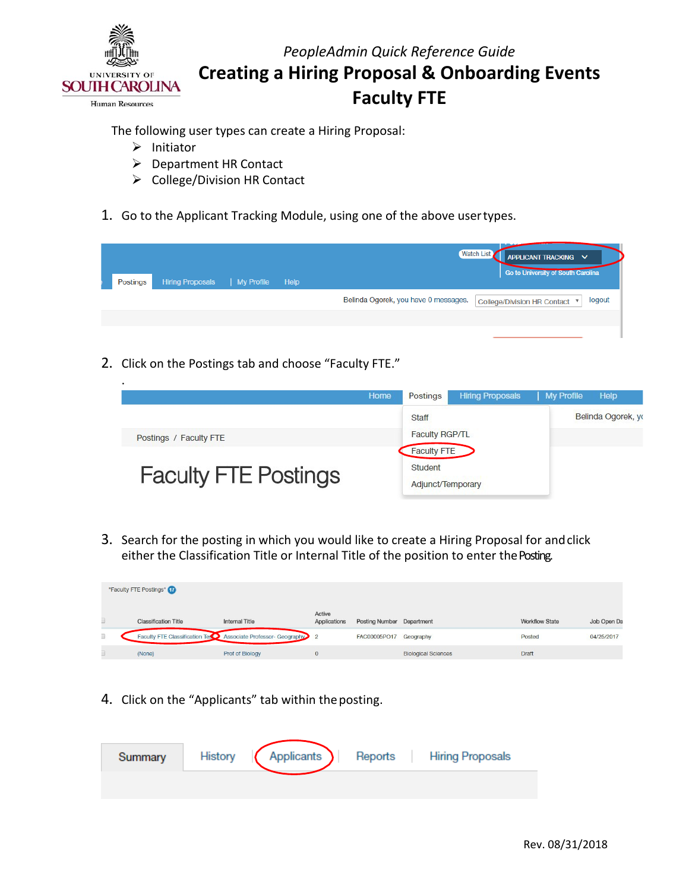*PeopleAdmin Quick Reference Guide*

# Creating a Hiring Proposal & Onboarding Events Faculty FTE

The following user types can create a Hiring Proposal:

- Initiator
- Department HR Contact
- College/Division HR Contact

1. Go to the Applicant Tracking Module, using one of the above user types.

2. Click on the Postings tab and choose "Faculty FTE."

3. Search for the posting in which you would like to create a Hiring Proposal for and click either the Classification Title or Internal Title of the position to enter the Posting.

4. Click on the "Applicants" tab within the posting.

Rev. 08/31/2018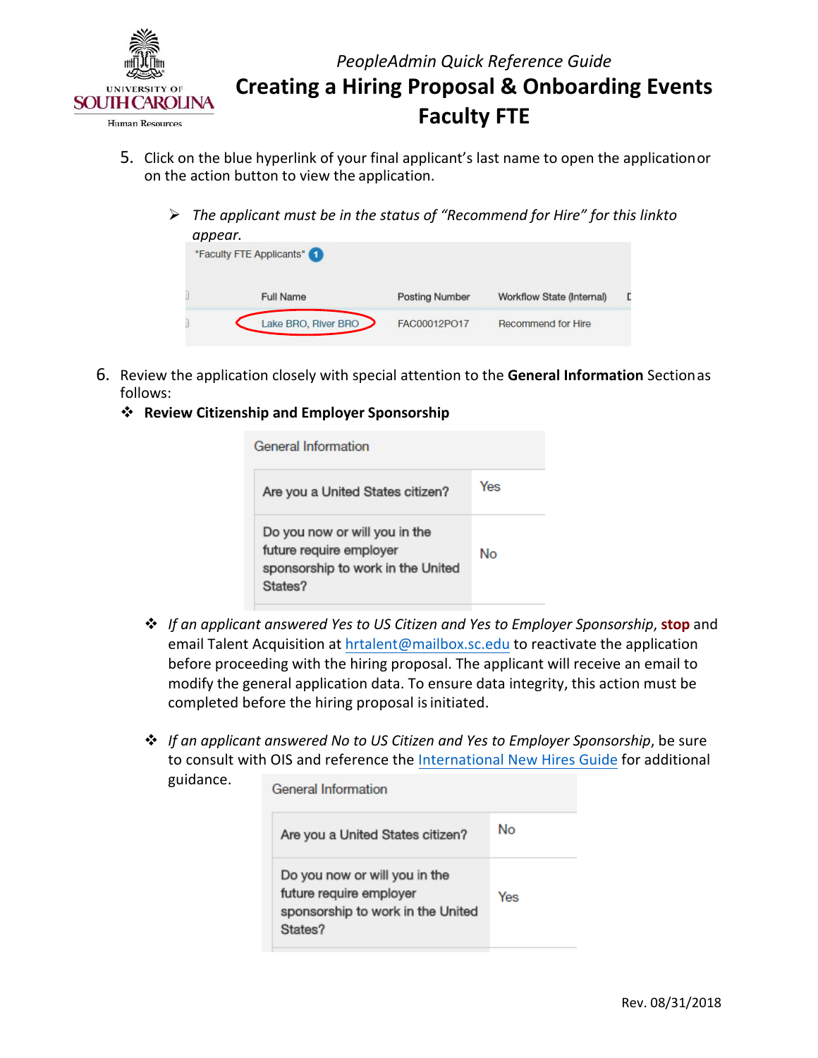5. Click on the blue hyperlink of your final applicant's last name to open the application or on the action button to view the application.

   ➢ *The applicant must be in the status of "Recommend for Hire" for this link to appear.*

"Faculty FTE Applicants" 1

| Full Name | Posting Number | Workflow State (Internal) |
|---|---|---|
| Lake BRO, River BRO | FAC00012PO17 | Recommend for Hire |

6. Review the application closely with special attention to the **General Information** Section as follows:

   ❖ **Review Citizenship and Employer Sponsorship**

| General Information | |
|---|---|
| Are you a United States citizen? | Yes |
| Do you now or will you in the future require employer sponsorship to work in the United States? | No |

   ❖ *If an applicant answered Yes to US Citizen and Yes to Employer Sponsorship*, **stop** and email Talent Acquisition at hrtalent@mailbox.sc.edu to reactivate the application before proceeding with the hiring proposal. The applicant will receive an email to modify the general application data. To ensure data integrity, this action must be completed before the hiring proposal is initiated.

   ❖ *If an applicant answered No to US Citizen and Yes to Employer Sponsorship*, be sure to consult with OIS and reference the International New Hires Guide for additional guidance.

| General Information | |
|---|---|
| Are you a United States citizen? | No |
| Do you now or will you in the future require employer sponsorship to work in the United States? | Yes |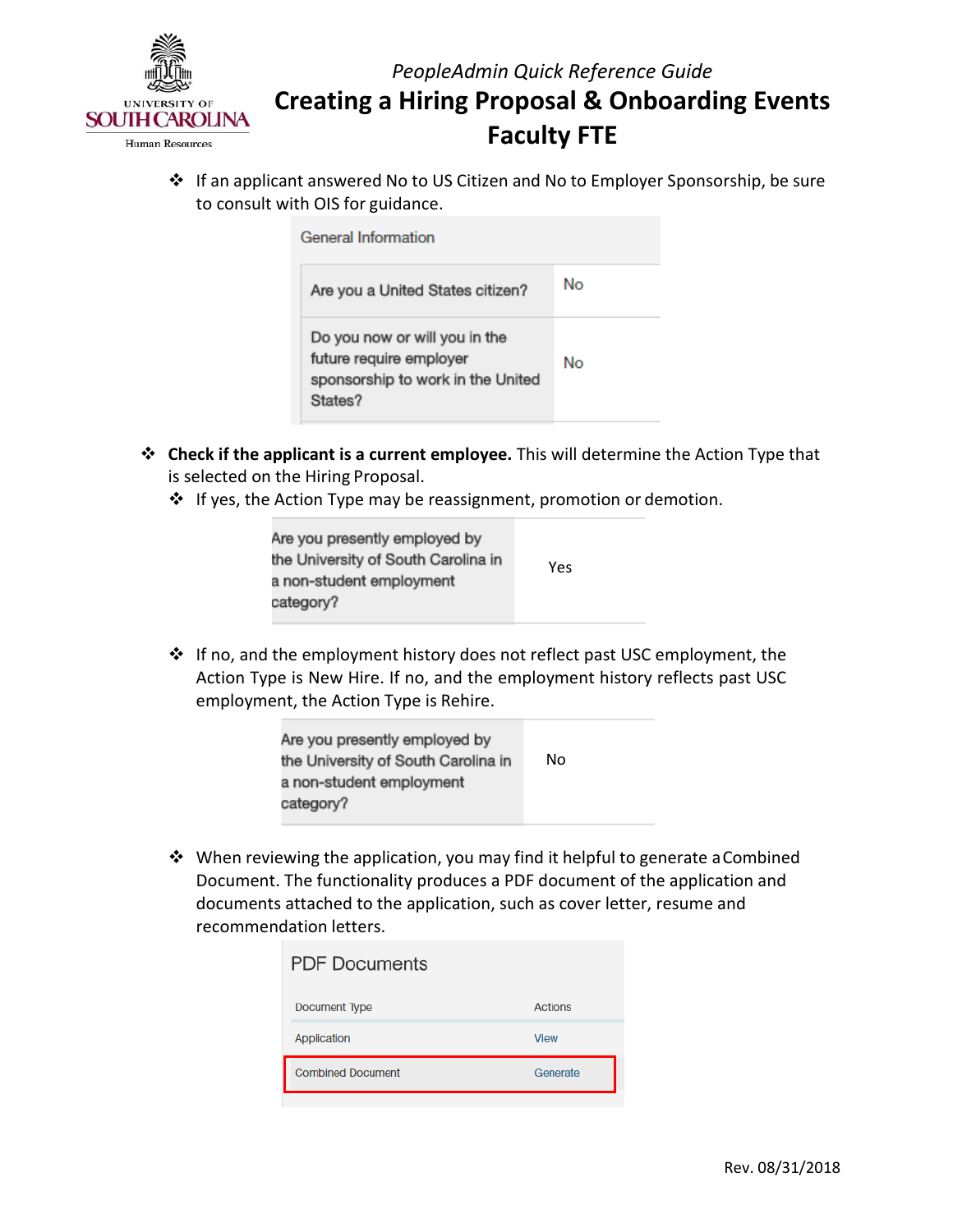- If an applicant answered No to US Citizen and No to Employer Sponsorship, be sure to consult with OIS for guidance.

| General Information | |
|---|---|
| Are you a United States citizen? | No |
| Do you now or will you in the future require employer sponsorship to work in the United States? | No |

- **Check if the applicant is a current employee.** This will determine the Action Type that is selected on the Hiring Proposal.
  - If yes, the Action Type may be reassignment, promotion or demotion.

| | |
|---|---|
| Are you presently employed by the University of South Carolina in a non-student employment category? | Yes |

  - If no, and the employment history does not reflect past USC employment, the Action Type is New Hire. If no, and the employment history reflects past USC employment, the Action Type is Rehire.

| | |
|---|---|
| Are you presently employed by the University of South Carolina in a non-student employment category? | No |

  - When reviewing the application, you may find it helpful to generate a Combined Document. The functionality produces a PDF document of the application and documents attached to the application, such as cover letter, resume and recommendation letters.

| PDF Documents | |
|---|---|
| Document Type | Actions |
| Application | View |
| Combined Document | Generate |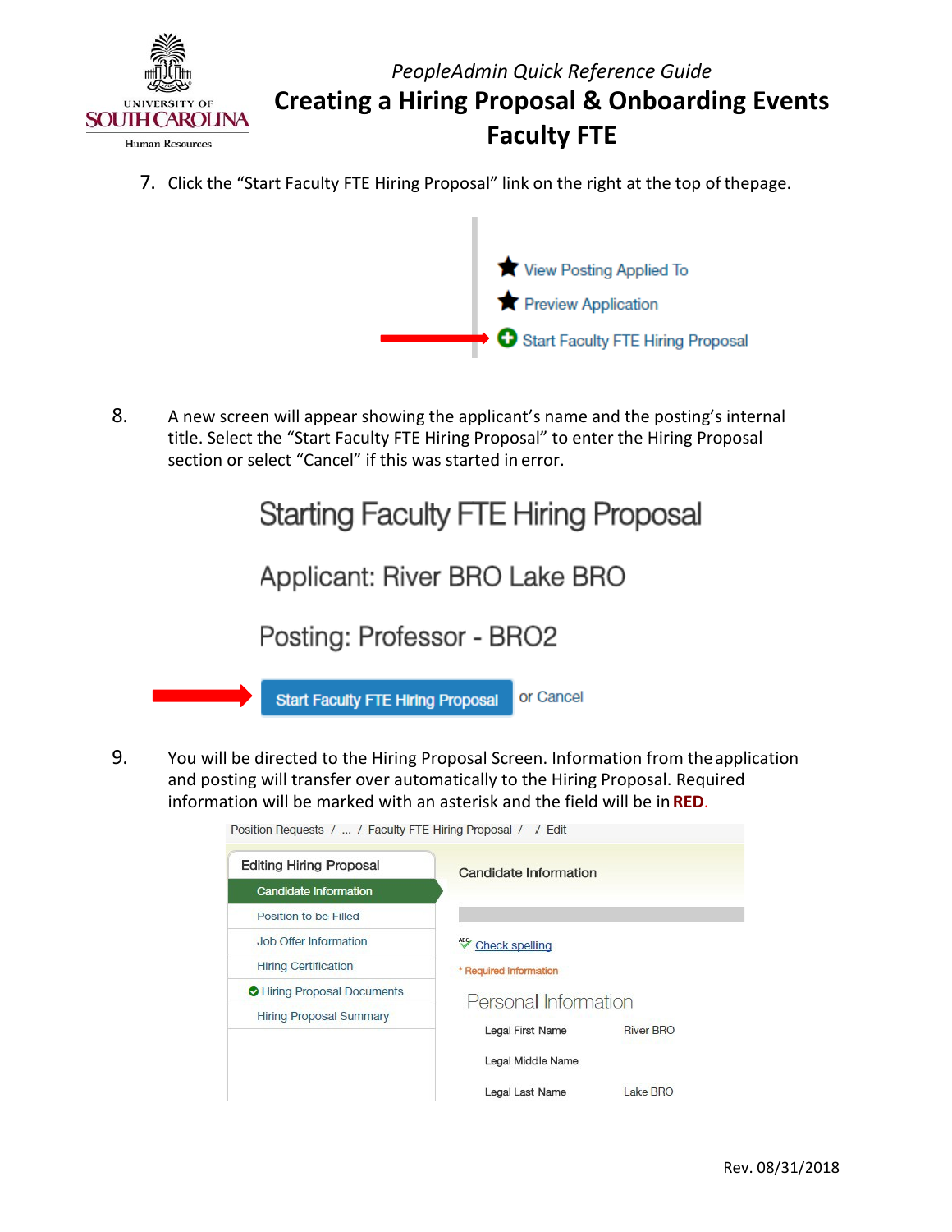7. Click the "Start Faculty FTE Hiring Proposal" link on the right at the top of thepage.

View Posting Applied To
Preview Application
Start Faculty FTE Hiring Proposal

8. A new screen will appear showing the applicant's name and the posting's internal title. Select the "Start Faculty FTE Hiring Proposal" to enter the Hiring Proposal section or select "Cancel" if this was started in error.

Starting Faculty FTE Hiring Proposal

Applicant: River BRO Lake BRO

Posting: Professor - BRO2

Start Faculty FTE Hiring Proposal or Cancel

9. You will be directed to the Hiring Proposal Screen. Information from the application and posting will transfer over automatically to the Hiring Proposal. Required information will be marked with an asterisk and the field will be in **RED**.

Position Requests / ... / Faculty FTE Hiring Proposal / / Edit

Editing Hiring Proposal
- Candidate Information
- Position to be Filled
- Job Offer Information
- Hiring Certification
- Hiring Proposal Documents
- Hiring Proposal Summary

Candidate Information

Check spelling

* Required Information

Personal Information

| | |
|---|---|
| Legal First Name | River BRO |
| Legal Middle Name | |
| Legal Last Name | Lake BRO |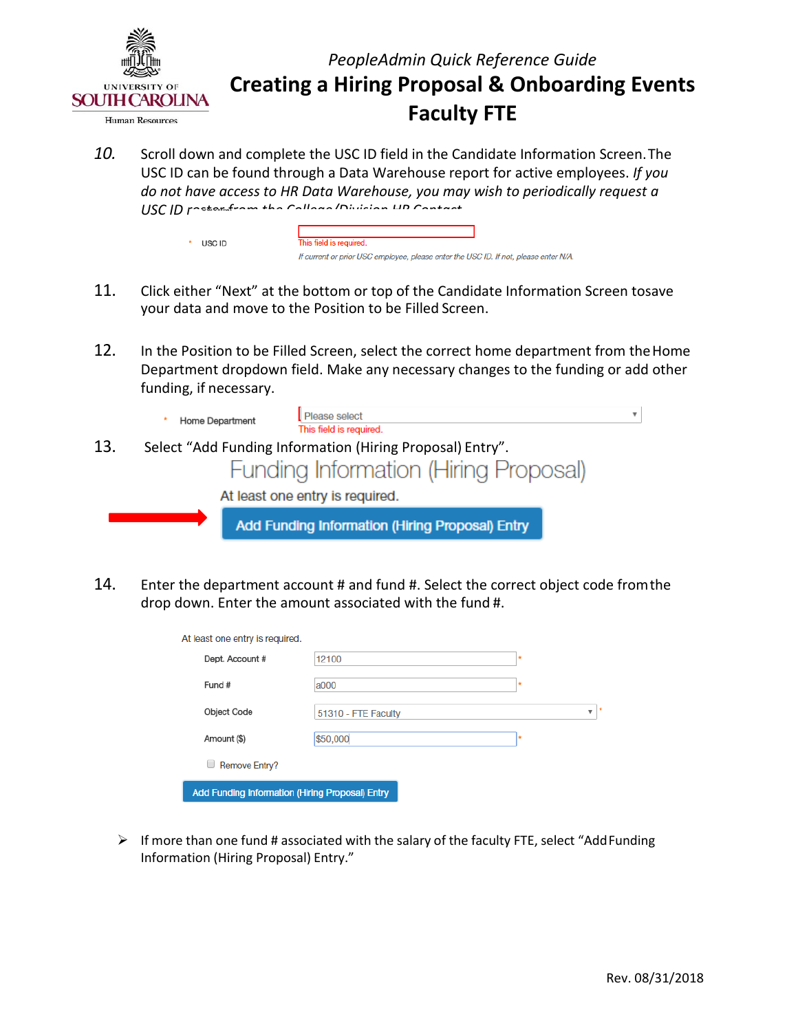*PeopleAdmin Quick Reference Guide*

# Creating a Hiring Proposal & Onboarding Events Faculty FTE

10. Scroll down and complete the USC ID field in the Candidate Information Screen. The USC ID can be found through a Data Warehouse report for active employees. *If you do not have access to HR Data Warehouse, you may wish to periodically request a USC ID roster from the College/Division HR Contact.*

   \* USC ID — This field is required.
   *If current or prior USC employee, please enter the USC ID. If not, please enter N/A.*

11. Click either "Next" at the bottom or top of the Candidate Information Screen to save your data and move to the Position to be Filled Screen.

12. In the Position to be Filled Screen, select the correct home department from the Home Department dropdown field. Make any necessary changes to the funding or add other funding, if necessary.

   \* Home Department — Please select — This field is required.

13. Select "Add Funding Information (Hiring Proposal) Entry".

   Funding Information (Hiring Proposal)
   At least one entry is required.
   Add Funding Information (Hiring Proposal) Entry

14. Enter the department account # and fund #. Select the correct object code from the drop down. Enter the amount associated with the fund #.

   At least one entry is required.

   | Field | Value |
   | --- | --- |
   | Dept. Account # | 12100 |
   | Fund # | a000 |
   | Object Code | 51310 - FTE Faculty |
   | Amount ($) | $50,000 |
   | Remove Entry? | ☐ |

   Add Funding Information (Hiring Proposal) Entry

- If more than one fund # associated with the salary of the faculty FTE, select "Add Funding Information (Hiring Proposal) Entry."

Rev. 08/31/2018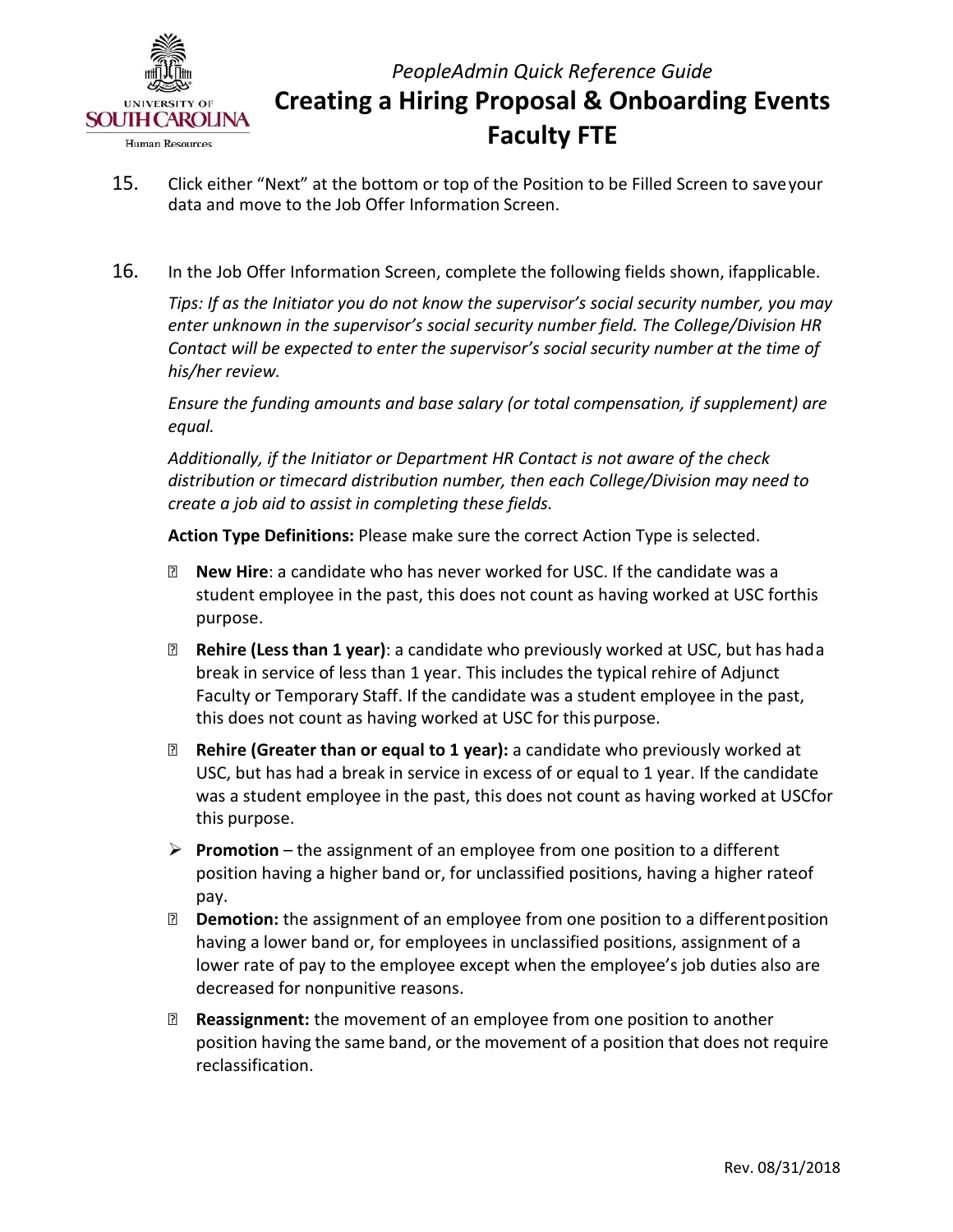15. Click either "Next" at the bottom or top of the Position to be Filled Screen to save your data and move to the Job Offer Information Screen.

16. In the Job Offer Information Screen, complete the following fields shown, if applicable.

    *Tips: If as the Initiator you do not know the supervisor's social security number, you may enter unknown in the supervisor's social security number field. The College/Division HR Contact will be expected to enter the supervisor's social security number at the time of his/her review.*

    *Ensure the funding amounts and base salary (or total compensation, if supplement) are equal.*

    *Additionally, if the Initiator or Department HR Contact is not aware of the check distribution or timecard distribution number, then each College/Division may need to create a job aid to assist in completing these fields.*

    **Action Type Definitions:** Please make sure the correct Action Type is selected.

    - **New Hire**: a candidate who has never worked for USC. If the candidate was a student employee in the past, this does not count as having worked at USC for this purpose.
    - **Rehire (Less than 1 year)**: a candidate who previously worked at USC, but has had a break in service of less than 1 year. This includes the typical rehire of Adjunct Faculty or Temporary Staff. If the candidate was a student employee in the past, this does not count as having worked at USC for this purpose.
    - **Rehire (Greater than or equal to 1 year):** a candidate who previously worked at USC, but has had a break in service in excess of or equal to 1 year. If the candidate was a student employee in the past, this does not count as having worked at USC for this purpose.
    - **Promotion** – the assignment of an employee from one position to a different position having a higher band or, for unclassified positions, having a higher rate of pay.
    - **Demotion:** the assignment of an employee from one position to a different position having a lower band or, for employees in unclassified positions, assignment of a lower rate of pay to the employee except when the employee's job duties also are decreased for nonpunitive reasons.
    - **Reassignment:** the movement of an employee from one position to another position having the same band, or the movement of a position that does not require reclassification.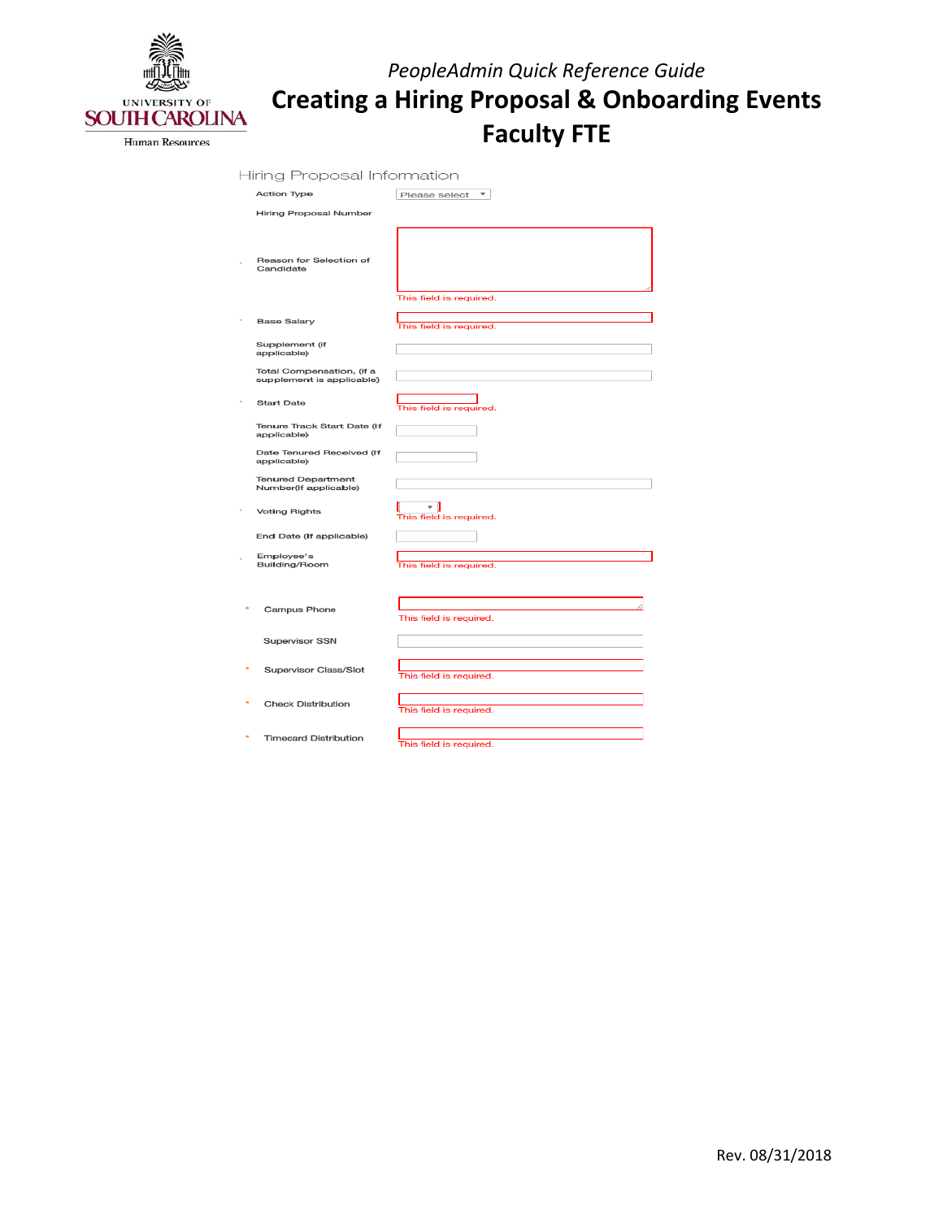*PeopleAdmin Quick Reference Guide*

# Creating a Hiring Proposal & Onboarding Events Faculty FTE

Hiring Proposal Information

| Field | Value |
|---|---|
| Action Type | Please select |
| Hiring Proposal Number | |
| * Reason for Selection of Candidate | This field is required. |
| * Base Salary | This field is required. |
| Supplement (if applicable) | |
| Total Compensation, (if a supplement is applicable) | |
| * Start Date | This field is required. |
| Tenure Track Start Date (if applicable) | |
| Date Tenured Received (if applicable) | |
| Tenured Department Number(If applicable) | |
| * Voting Rights | This field is required. |
| End Date (If applicable) | |
| * Employee's Building/Room | This field is required. |
| * Campus Phone | This field is required. |
| Supervisor SSN | |
| * Supervisor Class/Slot | This field is required. |
| * Check Distribution | This field is required. |
| * Timecard Distribution | This field is required. |

Rev. 08/31/2018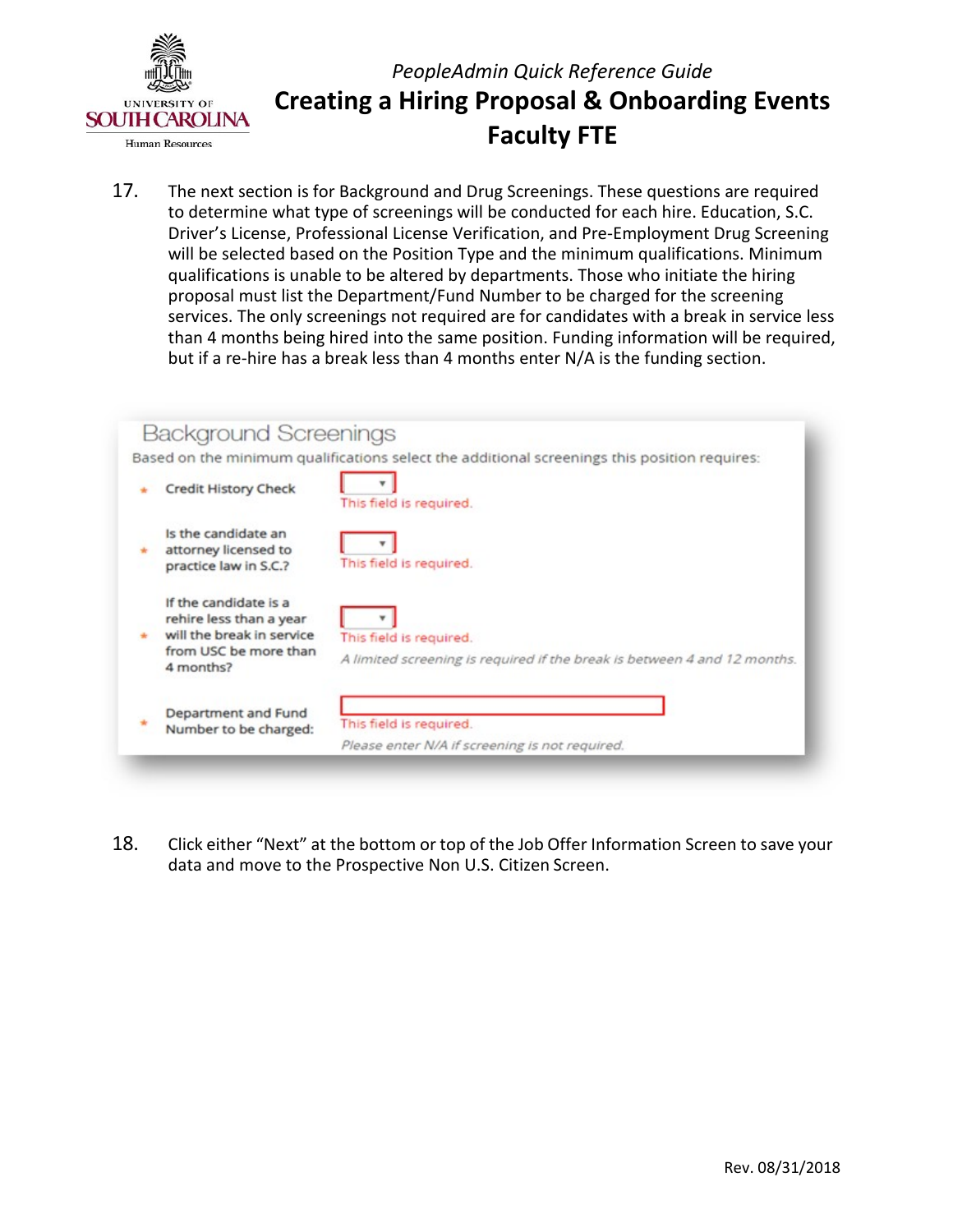17. The next section is for Background and Drug Screenings. These questions are required to determine what type of screenings will be conducted for each hire. Education, S.C. Driver's License, Professional License Verification, and Pre-Employment Drug Screening will be selected based on the Position Type and the minimum qualifications. Minimum qualifications is unable to be altered by departments. Those who initiate the hiring proposal must list the Department/Fund Number to be charged for the screening services. The only screenings not required are for candidates with a break in service less than 4 months being hired into the same position. Funding information will be required, but if a re-hire has a break less than 4 months enter N/A is the funding section.

## Background Screenings

Based on the minimum qualifications select the additional screenings this position requires:

| Field | Input |
| --- | --- |
| * Credit History Check | This field is required. |
| * Is the candidate an attorney licensed to practice law in S.C.? | This field is required. |
| * If the candidate is a rehire less than a year will the break in service from USC be more than 4 months? | This field is required. *A limited screening is required if the break is between 4 and 12 months.* |
| * Department and Fund Number to be charged: | This field is required. *Please enter N/A if screening is not required.* |

18. Click either "Next" at the bottom or top of the Job Offer Information Screen to save your data and move to the Prospective Non U.S. Citizen Screen.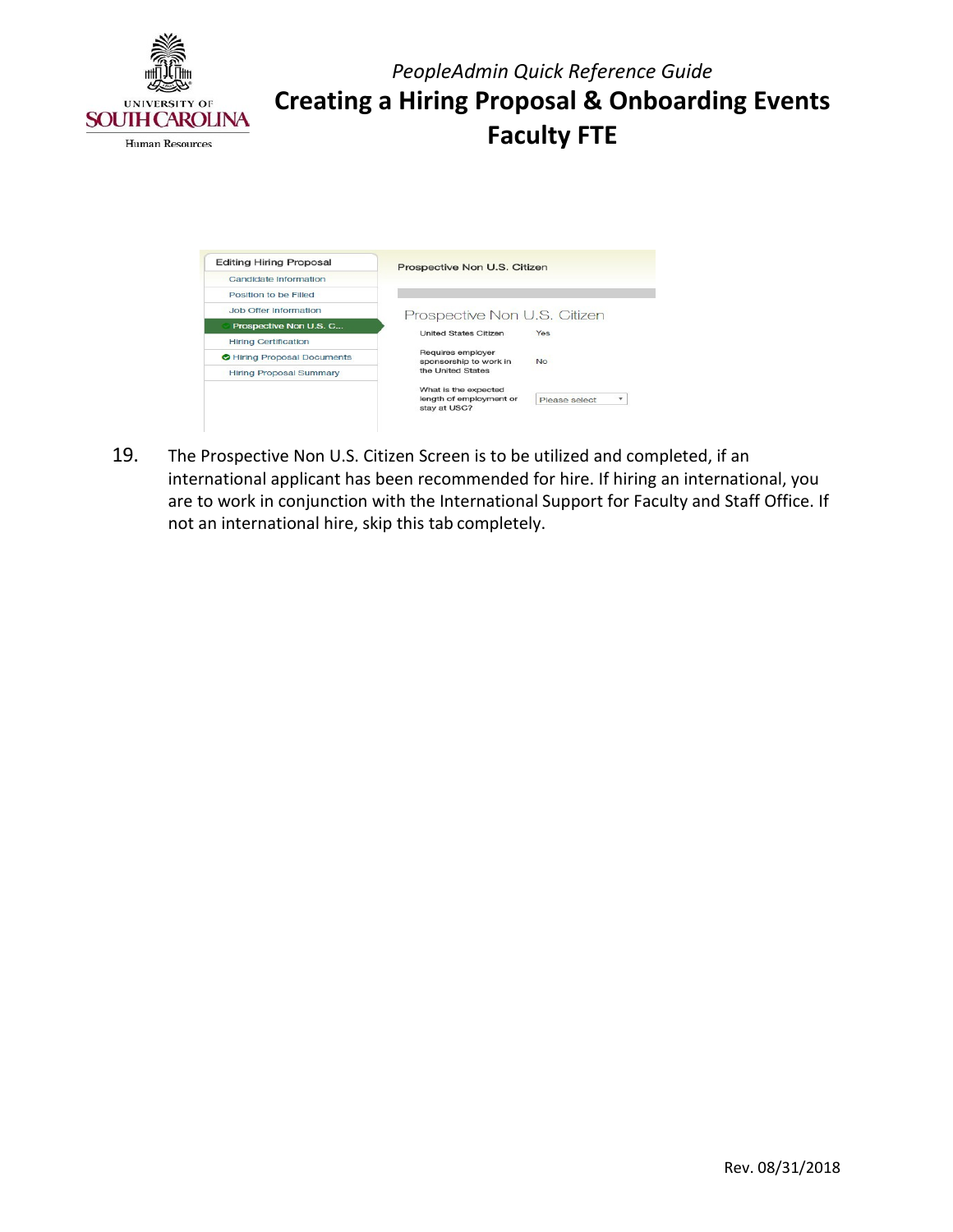19. The Prospective Non U.S. Citizen Screen is to be utilized and completed, if an international applicant has been recommended for hire. If hiring an international, you are to work in conjunction with the International Support for Faculty and Staff Office. If not an international hire, skip this tab completely.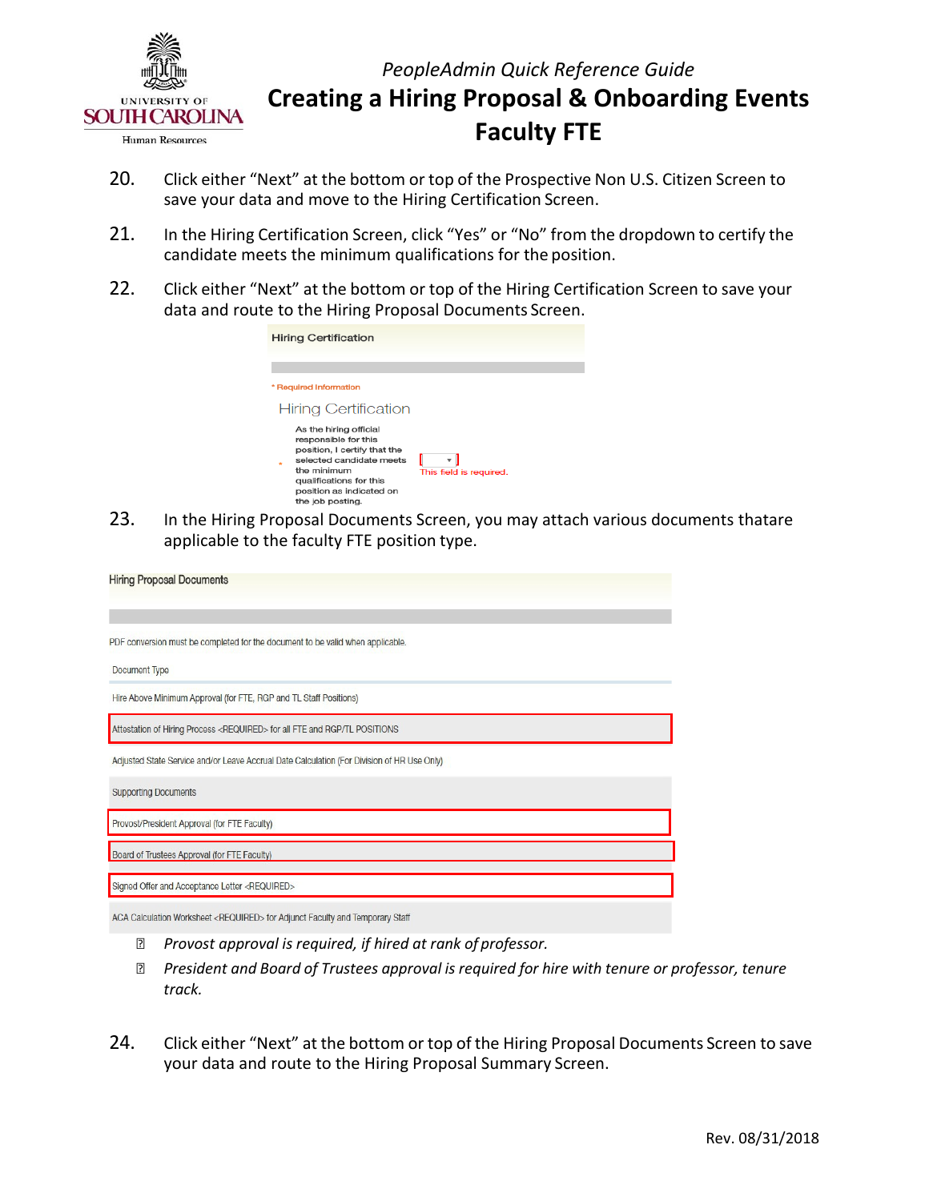20. Click either "Next" at the bottom or top of the Prospective Non U.S. Citizen Screen to save your data and move to the Hiring Certification Screen.

21. In the Hiring Certification Screen, click "Yes" or "No" from the dropdown to certify the candidate meets the minimum qualifications for the position.

22. Click either "Next" at the bottom or top of the Hiring Certification Screen to save your data and route to the Hiring Proposal Documents Screen.

Hiring Certification

* Required Information

Hiring Certification

* As the hiring official responsible for this position, I certify that the selected candidate meets the minimum qualifications for this position as indicated on the job posting. This field is required.

23. In the Hiring Proposal Documents Screen, you may attach various documents thatare applicable to the faculty FTE position type.

Hiring Proposal Documents

PDF conversion must be completed for the document to be valid when applicable.

| Document Type |
|---|
| Hire Above Minimum Approval (for FTE, RGP and TL Staff Positions) |
| Attestation of Hiring Process <REQUIRED> for all FTE and RGP/TL POSITIONS |
| Adjusted State Service and/or Leave Accrual Date Calculation (For Division of HR Use Only) |
| Supporting Documents |
| Provost/President Approval (for FTE Faculty) |
| Board of Trustees Approval (for FTE Faculty) |
| Signed Offer and Acceptance Letter <REQUIRED> |
| ACA Calculation Worksheet <REQUIRED> for Adjunct Faculty and Temporary Staff |

- *Provost approval is required, if hired at rank of professor.*
- *President and Board of Trustees approval is required for hire with tenure or professor, tenure track.*

24. Click either "Next" at the bottom or top of the Hiring Proposal Documents Screen to save your data and route to the Hiring Proposal Summary Screen.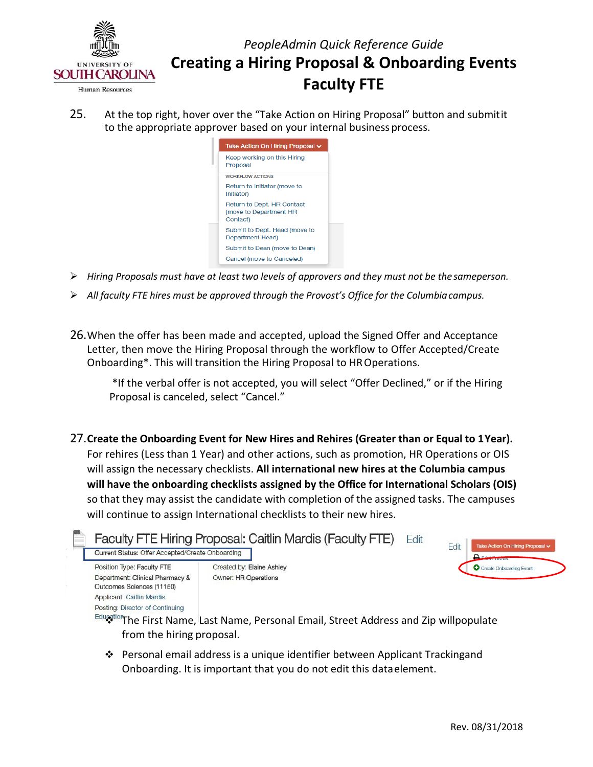25. At the top right, hover over the "Take Action on Hiring Proposal" button and submit it to the appropriate approver based on your internal business process.

- *Hiring Proposals must have at least two levels of approvers and they must not be the same person.*
- *All faculty FTE hires must be approved through the Provost's Office for the Columbia campus.*

26. When the offer has been made and accepted, upload the Signed Offer and Acceptance Letter, then move the Hiring Proposal through the workflow to Offer Accepted/Create Onboarding*. This will transition the Hiring Proposal to HR Operations.

   *If the verbal offer is not accepted, you will select "Offer Declined," or if the Hiring Proposal is canceled, select "Cancel."

27. **Create the Onboarding Event for New Hires and Rehires (Greater than or Equal to 1 Year).** For rehires (Less than 1 Year) and other actions, such as promotion, HR Operations or OIS will assign the necessary checklists. **All international new hires at the Columbia campus will have the onboarding checklists assigned by the Office for International Scholars (OIS)** so that they may assist the candidate with completion of the assigned tasks. The campuses will continue to assign International checklists to their new hires.

   - The First Name, Last Name, Personal Email, Street Address and Zip will populate from the hiring proposal.
   - Personal email address is a unique identifier between Applicant Tracking and Onboarding. It is important that you do not edit this data element.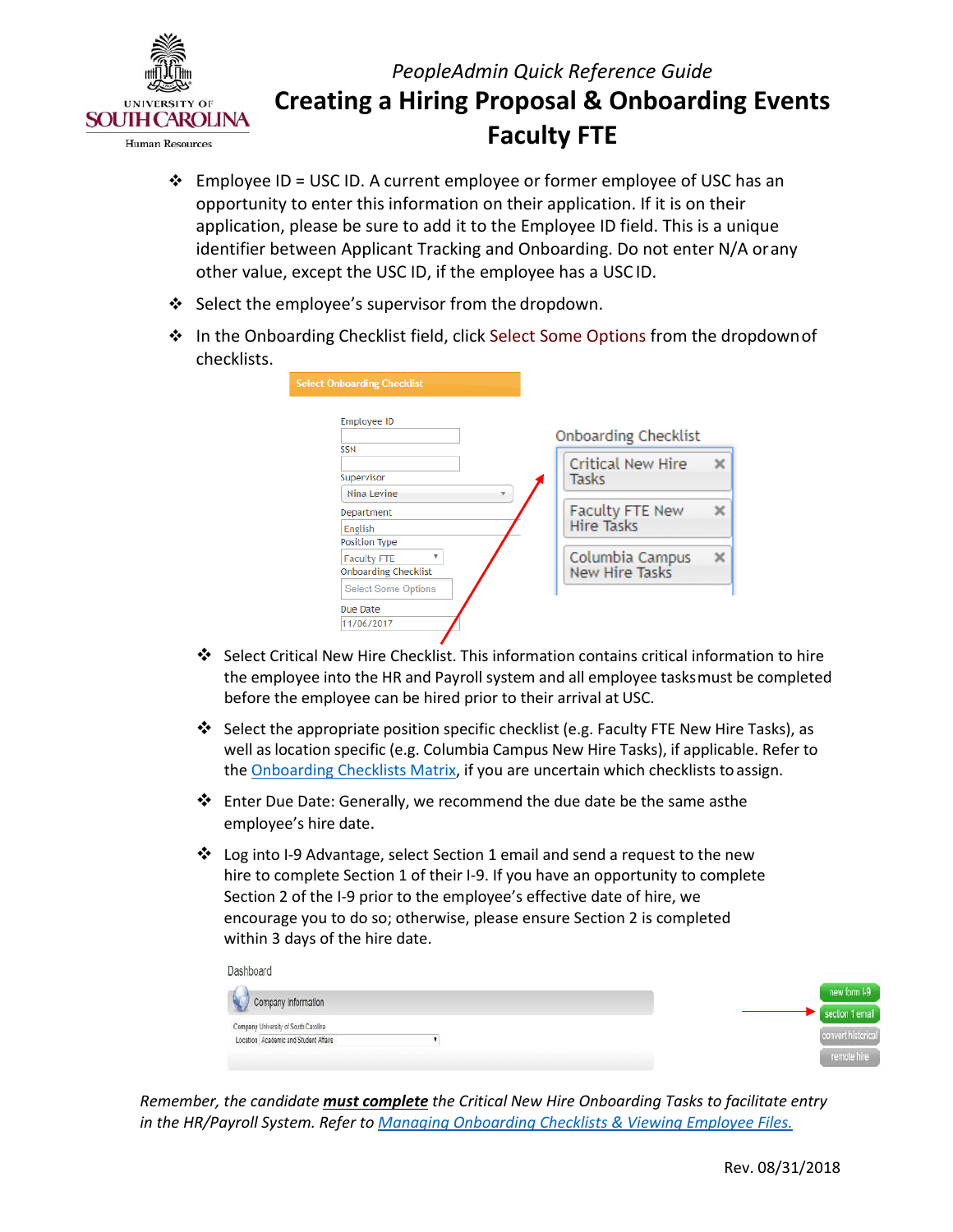*PeopleAdmin Quick Reference Guide*

# Creating a Hiring Proposal & Onboarding Events Faculty FTE

- Employee ID = USC ID. A current employee or former employee of USC has an opportunity to enter this information on their application. If it is on their application, please be sure to add it to the Employee ID field. This is a unique identifier between Applicant Tracking and Onboarding. Do not enter N/A or any other value, except the USC ID, if the employee has a USC ID.
- Select the employee's supervisor from the dropdown.
- In the Onboarding Checklist field, click Select Some Options from the dropdown of checklists.

- Select Critical New Hire Checklist. This information contains critical information to hire the employee into the HR and Payroll system and all employee tasks must be completed before the employee can be hired prior to their arrival at USC.
- Select the appropriate position specific checklist (e.g. Faculty FTE New Hire Tasks), as well as location specific (e.g. Columbia Campus New Hire Tasks), if applicable. Refer to the [Onboarding Checklists Matrix](), if you are uncertain which checklists to assign.
- Enter Due Date: Generally, we recommend the due date be the same as the employee's hire date.
- Log into I-9 Advantage, select Section 1 email and send a request to the new hire to complete Section 1 of their I-9. If you have an opportunity to complete Section 2 of the I-9 prior to the employee's effective date of hire, we encourage you to do so; otherwise, please ensure Section 2 is completed within 3 days of the hire date.

*Remember, the candidate **must complete** the Critical New Hire Onboarding Tasks to facilitate entry in the HR/Payroll System. Refer to [Managing Onboarding Checklists & Viewing Employee Files.]()*

Rev. 08/31/2018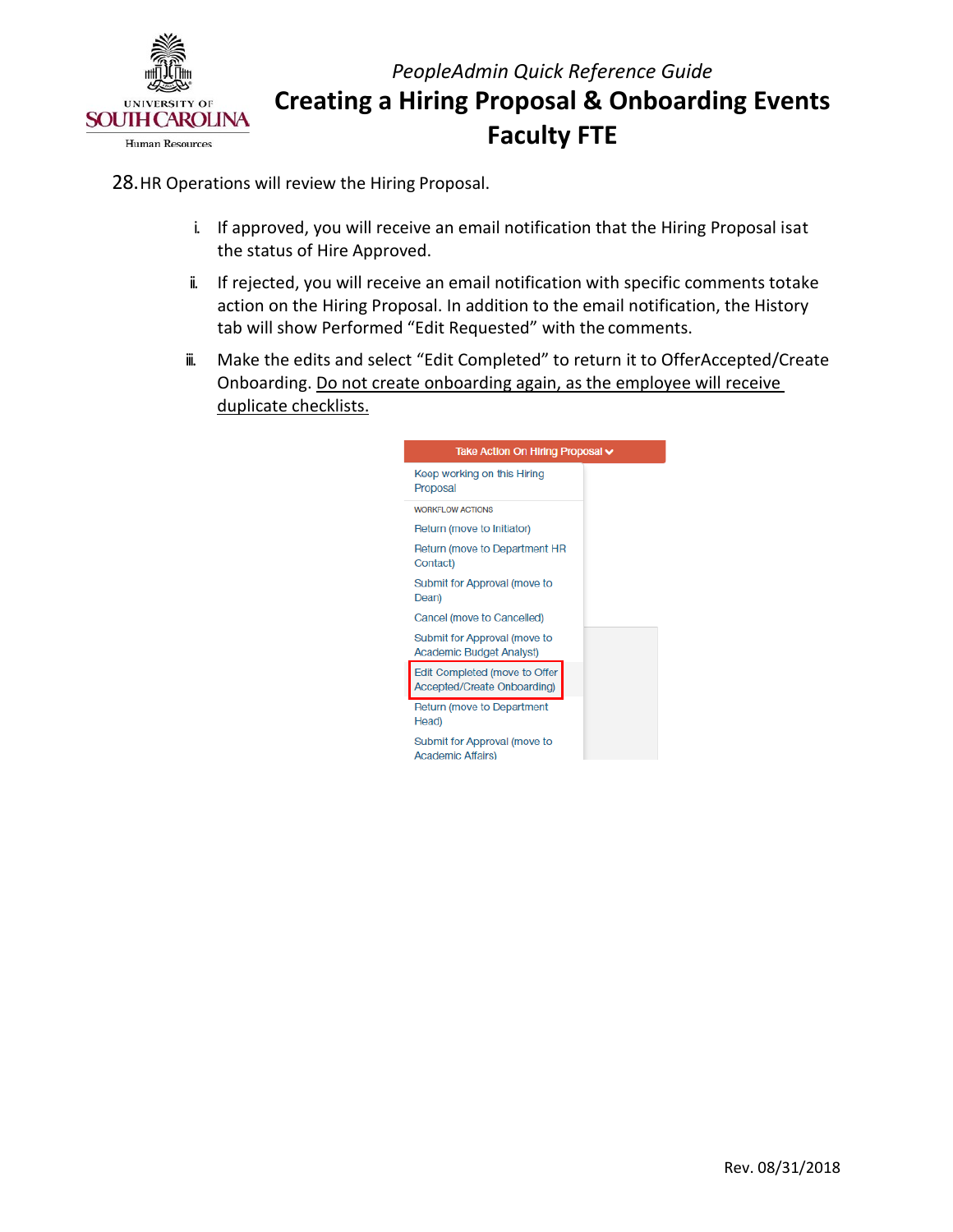28. HR Operations will review the Hiring Proposal.

   i. If approved, you will receive an email notification that the Hiring Proposal isat the status of Hire Approved.

   ii. If rejected, you will receive an email notification with specific comments totake action on the Hiring Proposal. In addition to the email notification, the History tab will show Performed “Edit Requested” with the comments.

   iii. Make the edits and select “Edit Completed” to return it to OfferAccepted/Create Onboarding. Do not create onboarding again, as the employee will receive duplicate checklists.

Take Action On Hiring Proposal

Keep working on this Hiring Proposal

WORKFLOW ACTIONS

Return (move to Initiator)

Return (move to Department HR Contact)

Submit for Approval (move to Dean)

Cancel (move to Cancelled)

Submit for Approval (move to Academic Budget Analyst)

Edit Completed (move to Offer Accepted/Create Onboarding)

Return (move to Department Head)

Submit for Approval (move to Academic Affairs)

Rev. 08/31/2018